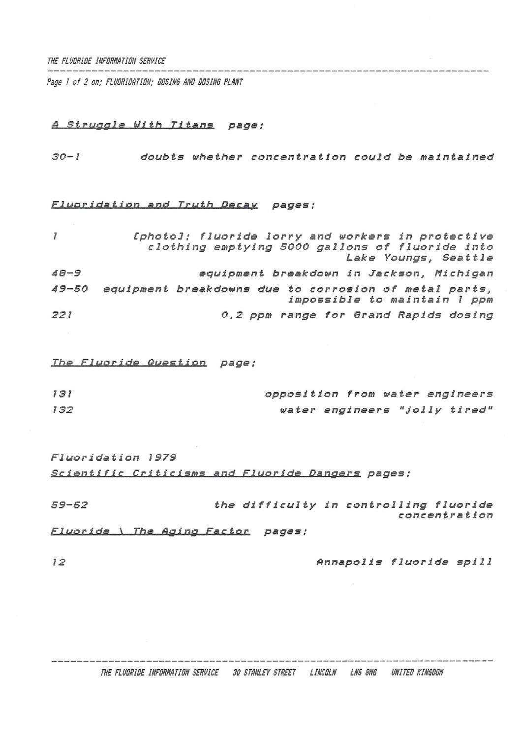*A Struggle With Titans* page:

| | |
|---|---|
| 30-1 | doubts whether concentration could be maintained |

*Fluoridation and Truth Decay* pages:

| | |
|---|---|
| 1 | [photo]; fluoride lorry and workers in protective clothing emptying 5000 gallons of fluoride into Lake Youngs, Seattle |
| 48-9 | equipment breakdown in Jackson, Michigan |
| 49-50 | equipment breakdowns due to corrosion of metal parts, impossible to maintain 1 ppm |
| 221 | 0.2 ppm range for Grand Rapids dosing |

*The Fluoride Question* page:

| | |
|---|---|
| 131 | opposition from water engineers |
| 132 | water engineers "jolly tired" |

Fluoridation 1979
*Scientific Criticisms and Fluoride Dangers* pages:

| | |
|---|---|
| 59-62 | the difficulty in controlling fluoride concentration |

*Fluoride \ The Aging Factor* pages:

| | |
|---|---|
| 12 | Annapolis fluoride spill |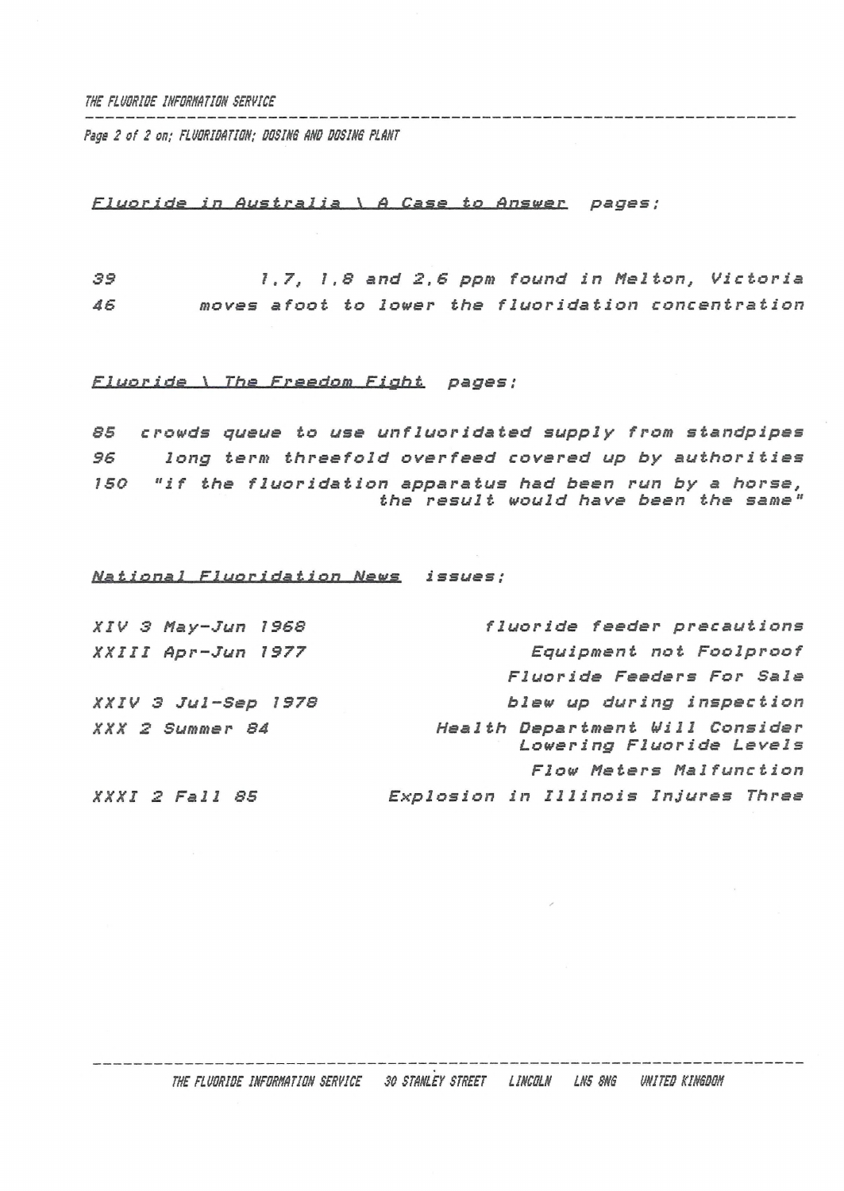*Fluoride in Australia \ A Case to Answer* pages;

| | |
|---|---|
| 39 | 1.7, 1.8 and 2.6 ppm found in Melton, Victoria |
| 46 | moves afoot to lower the fluoridation concentration |

*Fluoride \ The Freedom Fight* pages;

| | |
|---|---|
| 85 | crowds queue to use unfluoridated supply from standpipes |
| 96 | long term threefold overfeed covered up by authorities |
| 150 | "if the fluoridation apparatus had been run by a horse, the result would have been the same" |

*National Fluoridation News* issues;

| | |
|---|---|
| XIV 3 May-Jun 1968 | fluoride feeder precautions |
| XXIII Apr-Jun 1977 | Equipment not Foolproof |
| | Fluoride Feeders For Sale |
| XXIV 3 Jul-Sep 1978 | blew up during inspection |
| XXX 2 Summer 84 | Health Department Will Consider Lowering Fluoride Levels |
| | Flow Meters Malfunction |
| XXXI 2 Fall 85 | Explosion in Illinois Injures Three |